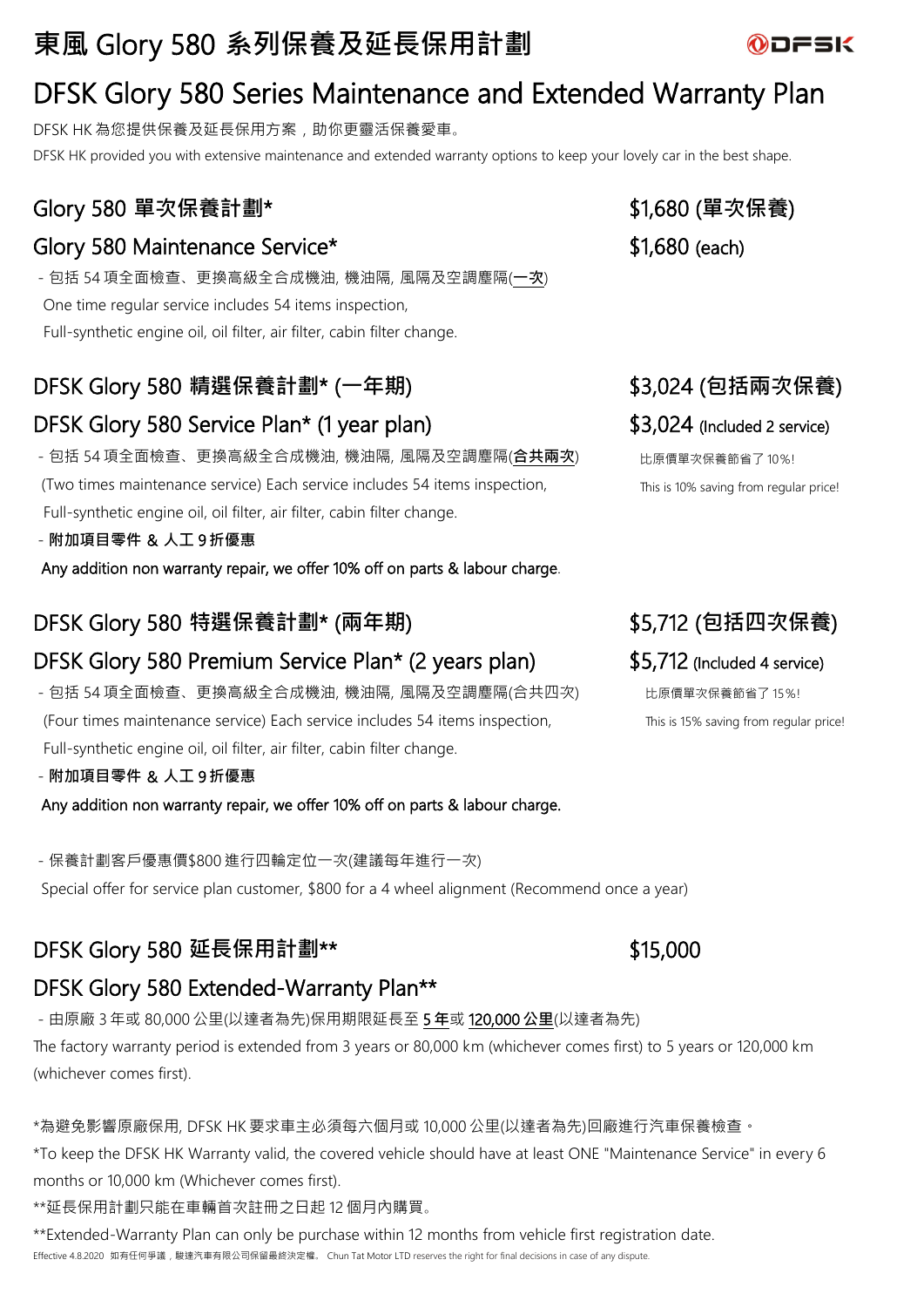# 東風 Glory 580 系列保養及延長保用計劃

DFSK

# DFSK Glory 580 Series Maintenance and Extended Warranty Plan

DFSK HK 為您提供保養及延長保用方案，助你更靈活保養愛車。

DFSK HK provided you with extensive maintenance and extended warranty options to keep your lovely car in the best shape.

## Glory 580 單次保養計劃*

## Glory 580 Maintenance Service*

**$1,680 (單次保養)**

**$1,680 (each)**

- 包括 54 項全面檢查、更換高級全合成機油, 機油隔, 風隔及空調塵隔(<u>一次</u>)

 One time regular service includes 54 items inspection,

 Full-synthetic engine oil, oil filter, air filter, cabin filter change.

## DFSK Glory 580 精選保養計劃* (一年期)

## DFSK Glory 580 Service Plan* (1 year plan)

**$3,024 (包括兩次保養)**

**$3,024 (Included 2 service)**

比原價單次保養節省了 10%!

This is 10% saving from regular price!

- 包括 54 項全面檢查、更換高級全合成機油, 機油隔, 風隔及空調塵隔(**<u>合共兩次</u>**)

 (Two times maintenance service) Each service includes 54 items inspection,

 Full-synthetic engine oil, oil filter, air filter, cabin filter change.

- **附加項目零件 & 人工 9 折優惠**

 Any addition non warranty repair, we offer 10% off on parts & labour charge.

## DFSK Glory 580 特選保養計劃* (兩年期)

## DFSK Glory 580 Premium Service Plan* (2 years plan)

**$5,712 (包括四次保養)**

**$5,712 (Included 4 service)**

比原價單次保養節省了 15%!

This is 15% saving from regular price!

- 包括 54 項全面檢查、更換高級全合成機油, 機油隔, 風隔及空調塵隔(合共四次)

 (Four times maintenance service) Each service includes 54 items inspection,

 Full-synthetic engine oil, oil filter, air filter, cabin filter change.

- **附加項目零件 & 人工 9 折優惠**

 Any addition non warranty repair, we offer 10% off on parts & labour charge.

- 保養計劃客戶優惠價$800 進行四輪定位一次(建議每年進行一次)

 Special offer for service plan customer, $800 for a 4 wheel alignment (Recommend once a year)

## DFSK Glory 580 延長保用計劃**

## DFSK Glory 580 Extended-Warranty Plan**

**$15,000**

- 由原廠 3 年或 80,000 公里(以達者為先)保用期限延長至 <u>5 年</u>或 <u>120,000 公里</u>(以達者為先)

The factory warranty period is extended from 3 years or 80,000 km (whichever comes first) to 5 years or 120,000 km (whichever comes first).

*為避免影響原廠保用, DFSK HK 要求車主必須每六個月或 10,000 公里(以達者為先)回廠進行汽車保養檢查。

*To keep the DFSK HK Warranty valid, the covered vehicle should have at least ONE "Maintenance Service" in every 6 months or 10,000 km (Whichever comes first).

**延長保用計劃只能在車輛首次註冊之日起 12 個月內購買。

**Extended-Warranty Plan can only be purchase within 12 months from vehicle first registration date.

Effective 4.8.2020 如有任何爭議，駿達汽車有限公司保留最終決定權。 Chun Tat Motor LTD reserves the right for final decisions in case of any dispute.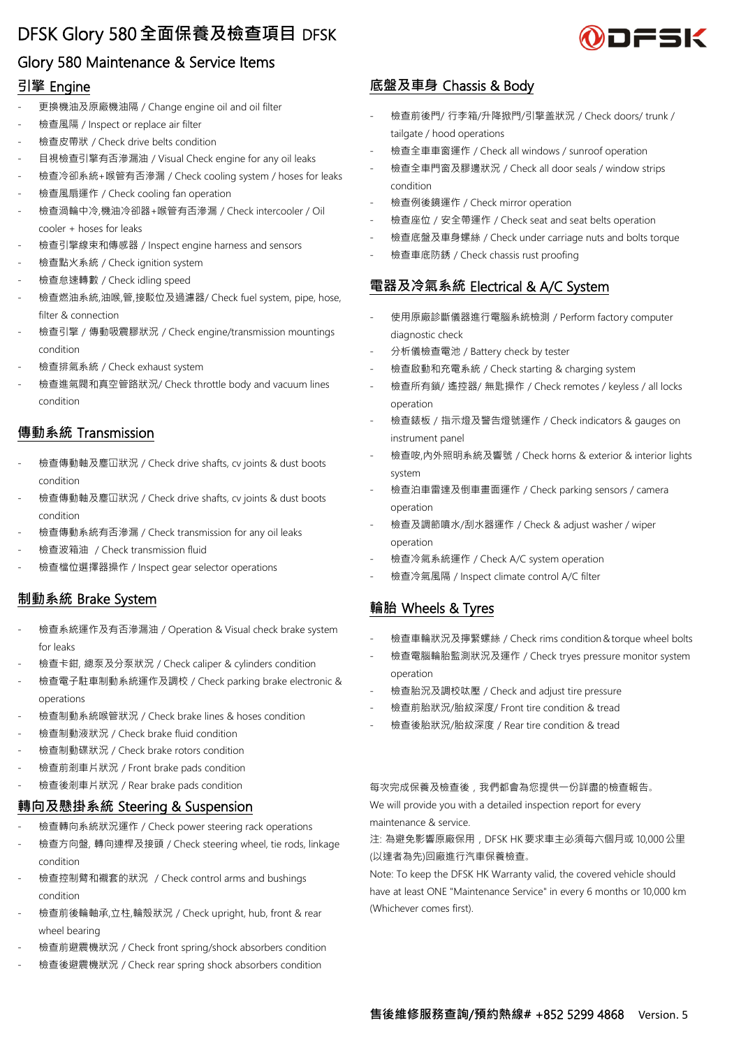# DFSK Glory 580 全面保養及檢查項目 DFSK Glory 580 Maintenance & Service Items

## 引擎 Engine

- 更換機油及原廠機油隔 / Change engine oil and oil filter
- 檢查風隔 / Inspect or replace air filter
- 檢查皮帶狀 / Check drive belts condition
- 目視檢查引擎有否滲漏油 / Visual Check engine for any oil leaks
- 檢查冷卻系統+喉管有否滲漏 / Check cooling system / hoses for leaks
- 檢查風扇運作 / Check cooling fan operation
- 檢查渦輪中冷,機油冷卻器+喉管有否滲漏 / Check intercooler / Oil cooler + hoses for leaks
- 檢查引擎線束和傳感器 / Inspect engine harness and sensors
- 檢查點火系統 / Check ignition system
- 檢查怠速轉數 / Check idling speed
- 檢查燃油系統,油喉,管,接駁位及過濾器/ Check fuel system, pipe, hose, filter & connection
- 檢查引擎 / 傳動吸震膠狀況 / Check engine/transmission mountings condition
- 檢查排氣系統 / Check exhaust system
- 檢查進氣閥和真空管路狀況/ Check throttle body and vacuum lines condition

## 傳動系統 Transmission

- 檢查傳動軸及塵冚狀況 / Check drive shafts, cv joints & dust boots condition
- 檢查傳動軸及塵冚狀況 / Check drive shafts, cv joints & dust boots condition
- 檢查傳動系統有否滲漏 / Check transmission for any oil leaks
- 檢查波箱油 / Check transmission fluid
- 檢查檔位選擇器操作 / Inspect gear selector operations

## 制動系統 Brake System

- 檢查系統運作及有否滲漏油 / Operation & Visual check brake system for leaks
- 檢查卡鉗, 總泵及分泵狀況 / Check caliper & cylinders condition
- 檢查電子駐車制動系統運作及調校 / Check parking brake electronic & operations
- 檢查制動系統喉管狀況 / Check brake lines & hoses condition
- 檢查制動液狀況 / Check brake fluid condition
- 檢查制動碟狀況 / Check brake rotors condition
- 檢查前剎車片狀況 / Front brake pads condition
- 檢查後剎車片狀況 / Rear brake pads condition

## 轉向及懸掛系統 Steering & Suspension

- 檢查轉向系統狀況運作 / Check power steering rack operations
- 檢查方向盤, 轉向連桿及接頭 / Check steering wheel, tie rods, linkage condition
- 檢查控制臂和襯套的狀況 / Check control arms and bushings condition
- 檢查前後輪軸承,立柱,輪殼狀況 / Check upright, hub, front & rear wheel bearing
- 檢查前避震機狀況 / Check front spring/shock absorbers condition
- 檢查後避震機狀況 / Check rear spring shock absorbers condition

## 底盤及車身 Chassis & Body

- 檢查前後門/ 行李箱/升降掀門/引擎蓋狀況 / Check doors/ trunk / tailgate / hood operations
- 檢查全車車窗運作 / Check all windows / sunroof operation
- 檢查全車門窗及膠邊狀況 / Check all door seals / window strips condition
- 檢查例後鏡運作 / Check mirror operation
- 檢查座位 / 安全帶運作 / Check seat and seat belts operation
- 檢查底盤及車身螺絲 / Check under carriage nuts and bolts torque
- 檢查車底防銹 / Check chassis rust proofing

## 電器及冷氣系統 Electrical & A/C System

- 使用原廠診斷儀器進行電腦系統檢測 / Perform factory computer diagnostic check
- 分析儀檢查電池 / Battery check by tester
- 檢查啟動和充電系統 / Check starting & charging system
- 檢查所有鎖/ 遙控器/ 無匙操作 / Check remotes / keyless / all locks operation
- 檢查錶板 / 指示燈及警告燈號運作 / Check indicators & gauges on instrument panel
- 檢查咬,內外照明系統及響號 / Check horns & exterior & interior lights system
- 檢查泊車雷達及倒車畫面運作 / Check parking sensors / camera operation
- 檢查及調節噴水/刮水器運作 / Check & adjust washer / wiper operation
- 檢查冷氣系統運作 / Check A/C system operation
- 檢查冷氣風隔 / Inspect climate control A/C filter

## 輪胎 Wheels & Tyres

- 檢查車輪狀況及擰緊螺絲 / Check rims condition＆torque wheel bolts
- 檢查電腦輪胎監測狀況及運作 / Check tryes pressure monitor system operation
- 檢查胎況及調校呔壓 / Check and adjust tire pressure
- 檢查前胎狀況/胎紋深度/ Front tire condition & tread
- 檢查後胎狀況/胎紋深度 / Rear tire condition & tread

每次完成保養及檢查後，我們都會為您提供一份詳盡的檢查報告。
We will provide you with a detailed inspection report for every maintenance & service.

注: 為避免影響原廠保用，DFSK HK 要求車主必須每六個月或 10,000 公里(以達者為先)回廠進行汽車保養檢查。

Note: To keep the DFSK HK Warranty valid, the covered vehicle should have at least ONE "Maintenance Service" in every 6 months or 10,000 km (Whichever comes first).

**售後維修服務查詢/預約熱線# +852 5299 4868** Version. 5